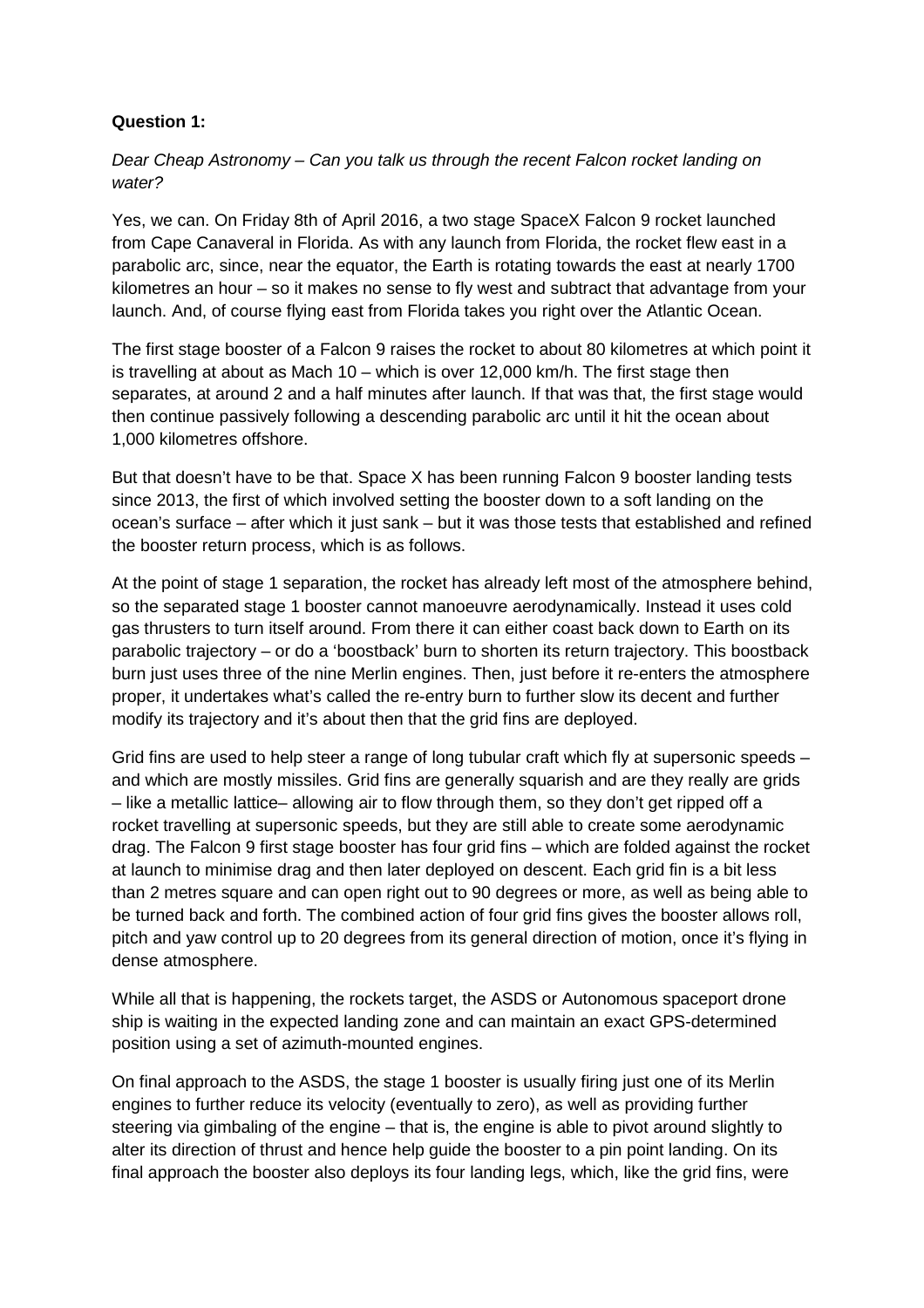**Question 1:**

*Dear Cheap Astronomy – Can you talk us through the recent Falcon rocket landing on water?*

Yes, we can. On Friday 8th of April 2016, a two stage SpaceX Falcon 9 rocket launched from Cape Canaveral in Florida. As with any launch from Florida, the rocket flew east in a parabolic arc, since, near the equator, the Earth is rotating towards the east at nearly 1700 kilometres an hour – so it makes no sense to fly west and subtract that advantage from your launch. And, of course flying east from Florida takes you right over the Atlantic Ocean.

The first stage booster of a Falcon 9 raises the rocket to about 80 kilometres at which point it is travelling at about as Mach 10 – which is over 12,000 km/h. The first stage then separates, at around 2 and a half minutes after launch. If that was that, the first stage would then continue passively following a descending parabolic arc until it hit the ocean about 1,000 kilometres offshore.

But that doesn't have to be that. Space X has been running Falcon 9 booster landing tests since 2013, the first of which involved setting the booster down to a soft landing on the ocean's surface – after which it just sank – but it was those tests that established and refined the booster return process, which is as follows.

At the point of stage 1 separation, the rocket has already left most of the atmosphere behind, so the separated stage 1 booster cannot manoeuvre aerodynamically. Instead it uses cold gas thrusters to turn itself around. From there it can either coast back down to Earth on its parabolic trajectory – or do a 'boostback' burn to shorten its return trajectory. This boostback burn just uses three of the nine Merlin engines. Then, just before it re-enters the atmosphere proper, it undertakes what's called the re-entry burn to further slow its decent and further modify its trajectory and it's about then that the grid fins are deployed.

Grid fins are used to help steer a range of long tubular craft which fly at supersonic speeds – and which are mostly missiles. Grid fins are generally squarish and are they really are grids – like a metallic lattice– allowing air to flow through them, so they don't get ripped off a rocket travelling at supersonic speeds, but they are still able to create some aerodynamic drag. The Falcon 9 first stage booster has four grid fins – which are folded against the rocket at launch to minimise drag and then later deployed on descent. Each grid fin is a bit less than 2 metres square and can open right out to 90 degrees or more, as well as being able to be turned back and forth. The combined action of four grid fins gives the booster allows roll, pitch and yaw control up to 20 degrees from its general direction of motion, once it's flying in dense atmosphere.

While all that is happening, the rockets target, the ASDS or Autonomous spaceport drone ship is waiting in the expected landing zone and can maintain an exact GPS-determined position using a set of azimuth-mounted engines.

On final approach to the ASDS, the stage 1 booster is usually firing just one of its Merlin engines to further reduce its velocity (eventually to zero), as well as providing further steering via gimbaling of the engine – that is, the engine is able to pivot around slightly to alter its direction of thrust and hence help guide the booster to a pin point landing. On its final approach the booster also deploys its four landing legs, which, like the grid fins, were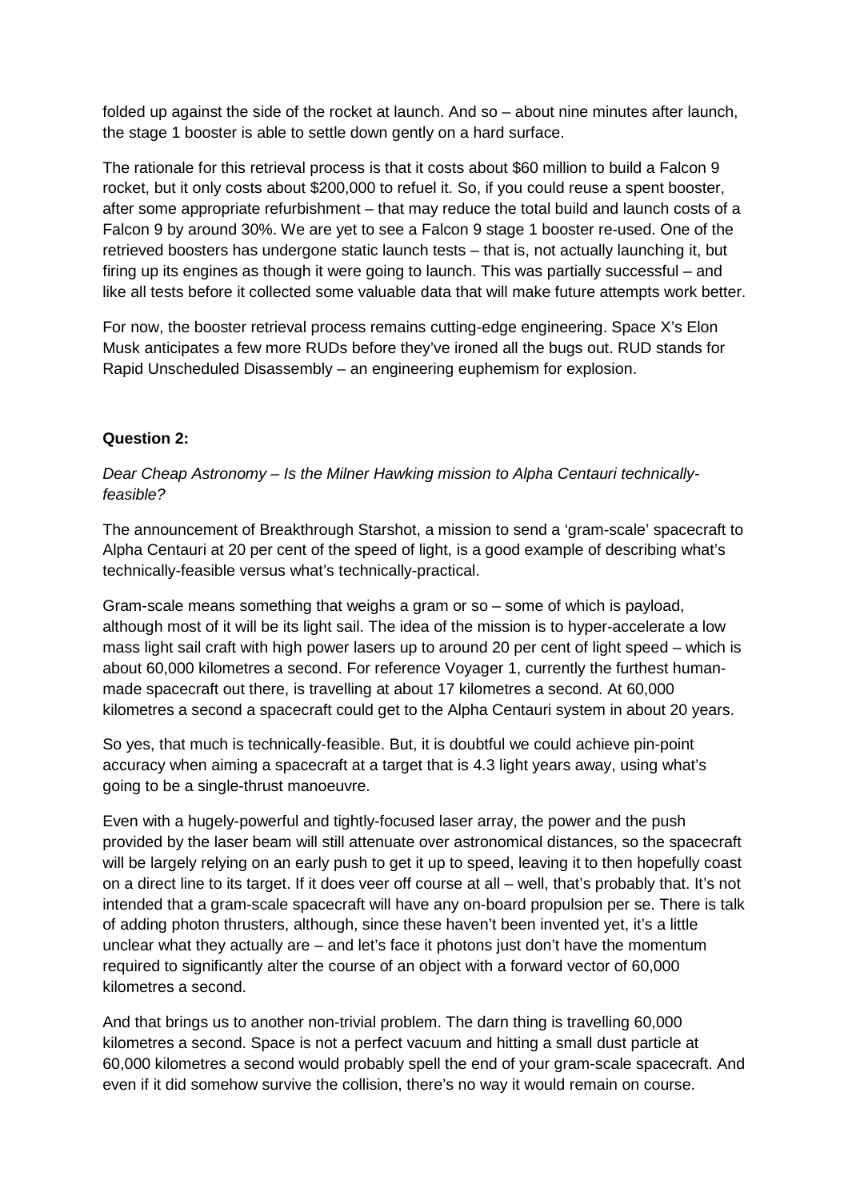folded up against the side of the rocket at launch. And so – about nine minutes after launch, the stage 1 booster is able to settle down gently on a hard surface.

The rationale for this retrieval process is that it costs about $60 million to build a Falcon 9 rocket, but it only costs about $200,000 to refuel it. So, if you could reuse a spent booster, after some appropriate refurbishment – that may reduce the total build and launch costs of a Falcon 9 by around 30%. We are yet to see a Falcon 9 stage 1 booster re-used. One of the retrieved boosters has undergone static launch tests – that is, not actually launching it, but firing up its engines as though it were going to launch. This was partially successful – and like all tests before it collected some valuable data that will make future attempts work better.

For now, the booster retrieval process remains cutting-edge engineering. Space X's Elon Musk anticipates a few more RUDs before they've ironed all the bugs out. RUD stands for Rapid Unscheduled Disassembly – an engineering euphemism for explosion.

**Question 2:**

*Dear Cheap Astronomy – Is the Milner Hawking mission to Alpha Centauri technically-feasible?*

The announcement of Breakthrough Starshot, a mission to send a 'gram-scale' spacecraft to Alpha Centauri at 20 per cent of the speed of light, is a good example of describing what's technically-feasible versus what's technically-practical.

Gram-scale means something that weighs a gram or so – some of which is payload, although most of it will be its light sail. The idea of the mission is to hyper-accelerate a low mass light sail craft with high power lasers up to around 20 per cent of light speed – which is about 60,000 kilometres a second. For reference Voyager 1, currently the furthest human-made spacecraft out there, is travelling at about 17 kilometres a second. At 60,000 kilometres a second a spacecraft could get to the Alpha Centauri system in about 20 years.

So yes, that much is technically-feasible. But, it is doubtful we could achieve pin-point accuracy when aiming a spacecraft at a target that is 4.3 light years away, using what's going to be a single-thrust manoeuvre.

Even with a hugely-powerful and tightly-focused laser array, the power and the push provided by the laser beam will still attenuate over astronomical distances, so the spacecraft will be largely relying on an early push to get it up to speed, leaving it to then hopefully coast on a direct line to its target. If it does veer off course at all – well, that's probably that. It's not intended that a gram-scale spacecraft will have any on-board propulsion per se. There is talk of adding photon thrusters, although, since these haven't been invented yet, it's a little unclear what they actually are – and let's face it photons just don't have the momentum required to significantly alter the course of an object with a forward vector of 60,000 kilometres a second.

And that brings us to another non-trivial problem. The darn thing is travelling 60,000 kilometres a second. Space is not a perfect vacuum and hitting a small dust particle at 60,000 kilometres a second would probably spell the end of your gram-scale spacecraft. And even if it did somehow survive the collision, there's no way it would remain on course.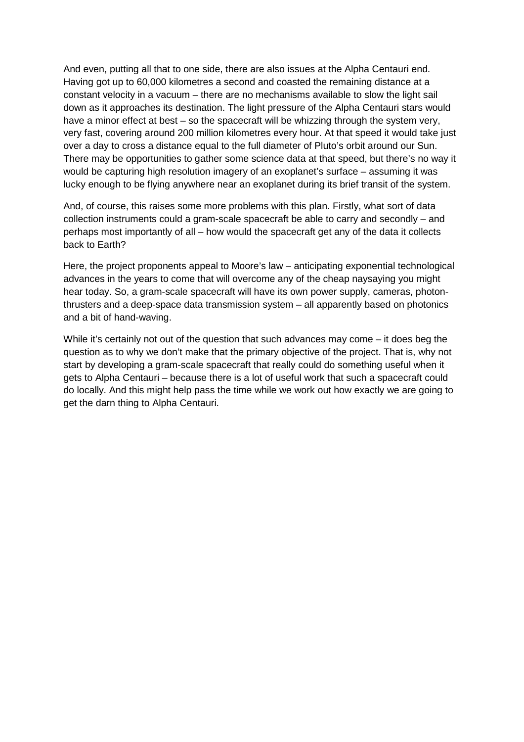And even, putting all that to one side, there are also issues at the Alpha Centauri end. Having got up to 60,000 kilometres a second and coasted the remaining distance at a constant velocity in a vacuum – there are no mechanisms available to slow the light sail down as it approaches its destination. The light pressure of the Alpha Centauri stars would have a minor effect at best – so the spacecraft will be whizzing through the system very, very fast, covering around 200 million kilometres every hour. At that speed it would take just over a day to cross a distance equal to the full diameter of Pluto's orbit around our Sun. There may be opportunities to gather some science data at that speed, but there's no way it would be capturing high resolution imagery of an exoplanet's surface – assuming it was lucky enough to be flying anywhere near an exoplanet during its brief transit of the system.

And, of course, this raises some more problems with this plan. Firstly, what sort of data collection instruments could a gram-scale spacecraft be able to carry and secondly – and perhaps most importantly of all – how would the spacecraft get any of the data it collects back to Earth?

Here, the project proponents appeal to Moore's law – anticipating exponential technological advances in the years to come that will overcome any of the cheap naysaying you might hear today. So, a gram-scale spacecraft will have its own power supply, cameras, photon-thrusters and a deep-space data transmission system – all apparently based on photonics and a bit of hand-waving.

While it's certainly not out of the question that such advances may come – it does beg the question as to why we don't make that the primary objective of the project. That is, why not start by developing a gram-scale spacecraft that really could do something useful when it gets to Alpha Centauri – because there is a lot of useful work that such a spacecraft could do locally. And this might help pass the time while we work out how exactly we are going to get the darn thing to Alpha Centauri.